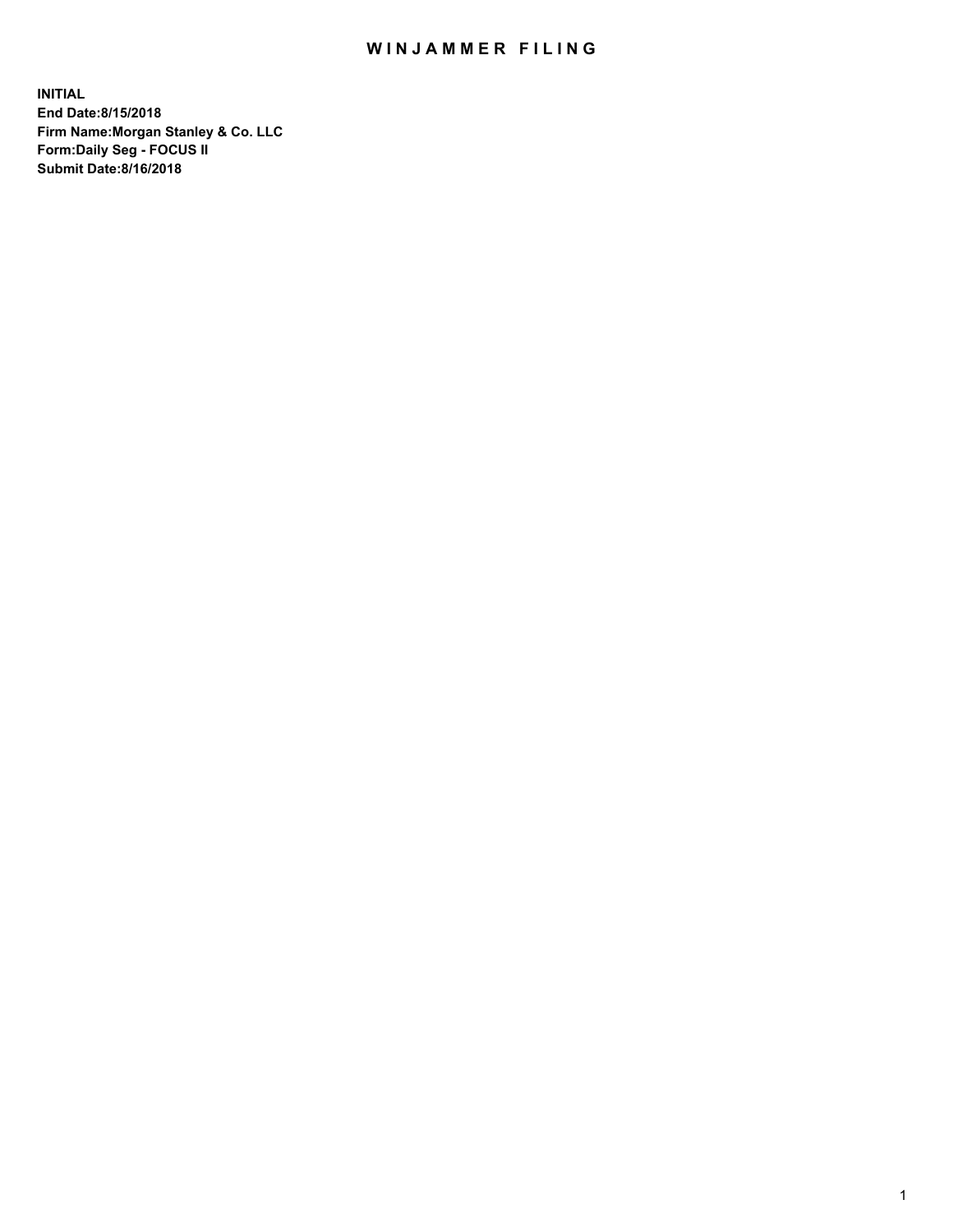# WINJAMMER FILING

**INITIAL**
**End Date:8/15/2018**
**Firm Name:Morgan Stanley & Co. LLC**
**Form:Daily Seg - FOCUS II**
**Submit Date:8/16/2018**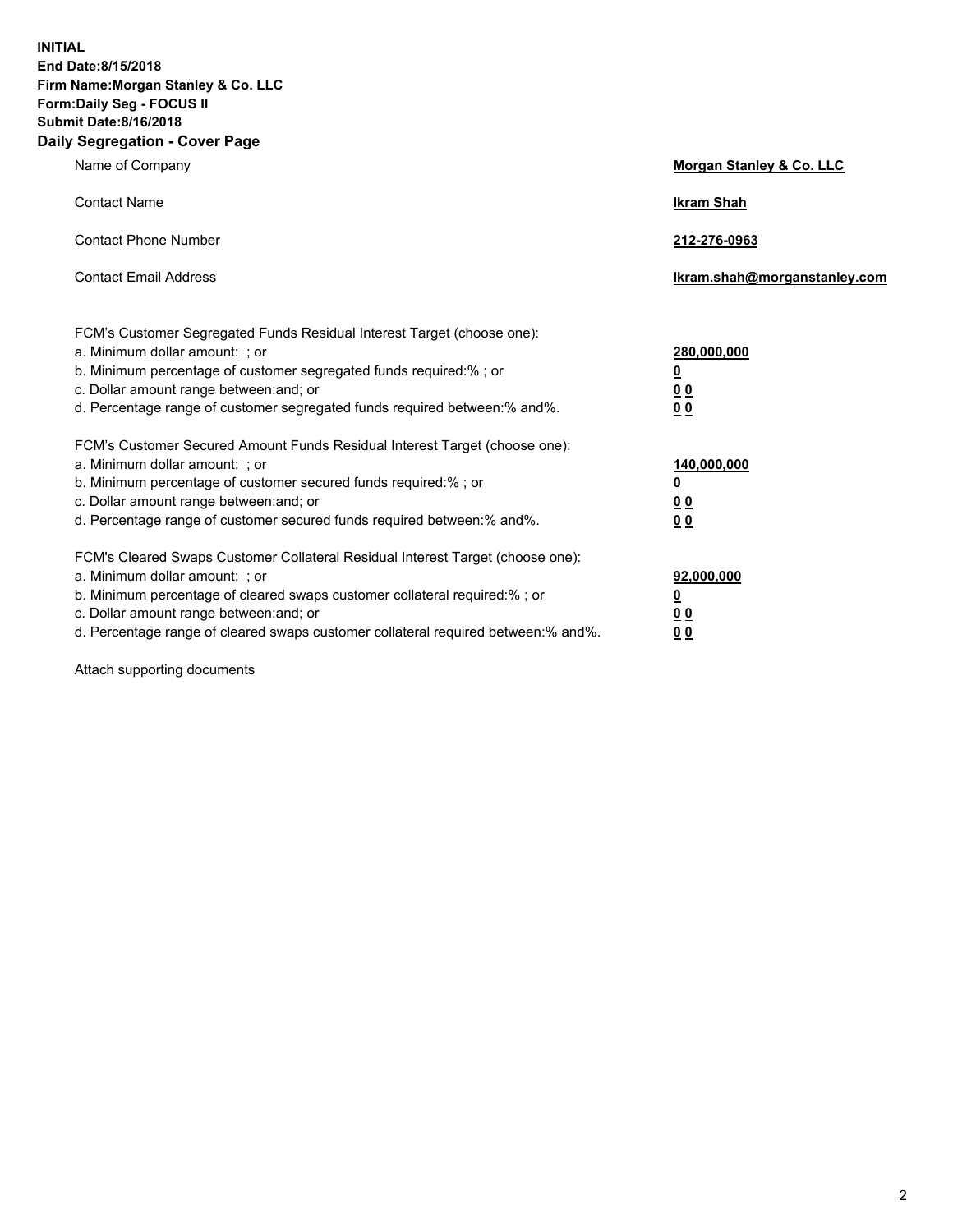**INITIAL**
**End Date:8/15/2018**
**Firm Name:Morgan Stanley & Co. LLC**
**Form:Daily Seg - FOCUS II**
**Submit Date:8/16/2018**
**Daily Segregation - Cover Page**

| | |
|---|---|
| Name of Company | **Morgan Stanley & Co. LLC** |
| Contact Name | **Ikram Shah** |
| Contact Phone Number | **212-276-0963** |
| Contact Email Address | **Ikram.shah@morganstanley.com** |

| | |
|---|---|
| FCM's Customer Segregated Funds Residual Interest Target (choose one): | |
| a. Minimum dollar amount: ; or | **280,000,000** |
| b. Minimum percentage of customer segregated funds required:% ; or | **0** |
| c. Dollar amount range between:and; or | **0 0** |
| d. Percentage range of customer segregated funds required between:% and%. | **0 0** |
| FCM's Customer Secured Amount Funds Residual Interest Target (choose one): | |
| a. Minimum dollar amount: ; or | **140,000,000** |
| b. Minimum percentage of customer secured funds required:% ; or | **0** |
| c. Dollar amount range between:and; or | **0 0** |
| d. Percentage range of customer secured funds required between:% and%. | **0 0** |
| FCM's Cleared Swaps Customer Collateral Residual Interest Target (choose one): | |
| a. Minimum dollar amount: ; or | **92,000,000** |
| b. Minimum percentage of cleared swaps customer collateral required:% ; or | **0** |
| c. Dollar amount range between:and; or | **0 0** |
| d. Percentage range of cleared swaps customer collateral required between:% and%. | **0 0** |

Attach supporting documents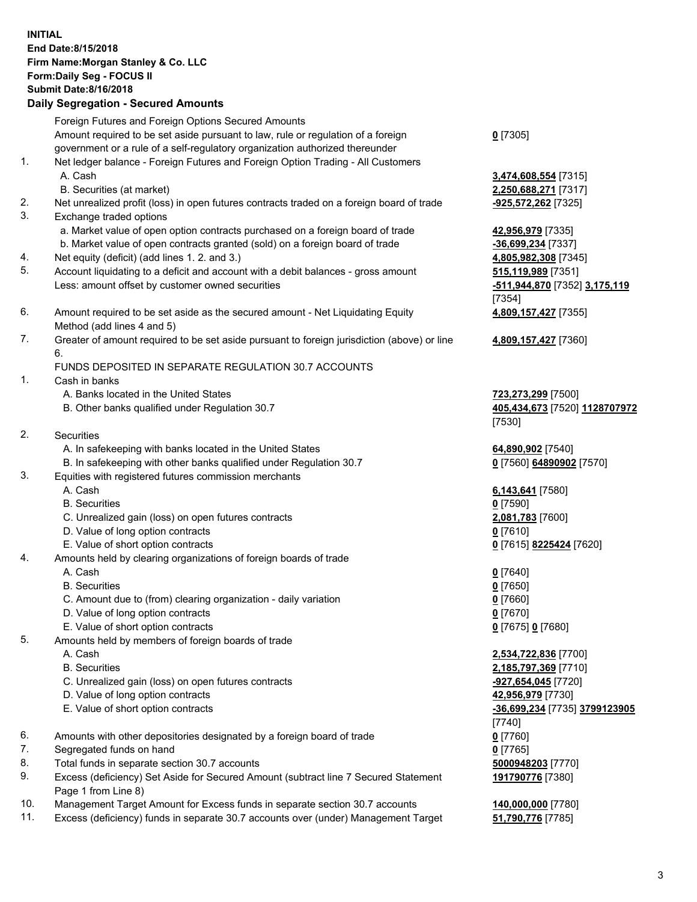**INITIAL**
**End Date:8/15/2018**
**Firm Name:Morgan Stanley & Co. LLC**
**Form:Daily Seg - FOCUS II**
**Submit Date:8/16/2018**
**Daily Segregation - Secured Amounts**

| | | |
|---|---|---|
| | Foreign Futures and Foreign Options Secured Amounts | |
| | Amount required to be set aside pursuant to law, rule or regulation of a foreign government or a rule of a self-regulatory organization authorized thereunder | **0** [7305] |
| 1. | Net ledger balance - Foreign Futures and Foreign Option Trading - All Customers | |
| | A. Cash | **3,474,608,554** [7315] |
| | B. Securities (at market) | **2,250,688,271** [7317] |
| 2. | Net unrealized profit (loss) in open futures contracts traded on a foreign board of trade | **-925,572,262** [7325] |
| 3. | Exchange traded options | |
| | a. Market value of open option contracts purchased on a foreign board of trade | **42,956,979** [7335] |
| | b. Market value of open contracts granted (sold) on a foreign board of trade | **-36,699,234** [7337] |
| 4. | Net equity (deficit) (add lines 1. 2. and 3.) | **4,805,982,308** [7345] |
| 5. | Account liquidating to a deficit and account with a debit balances - gross amount | **515,119,989** [7351] |
| | Less: amount offset by customer owned securities | **-511,944,870** [7352] **3,175,119** [7354] |
| 6. | Amount required to be set aside as the secured amount - Net Liquidating Equity Method (add lines 4 and 5) | **4,809,157,427** [7355] |
| 7. | Greater of amount required to be set aside pursuant to foreign jurisdiction (above) or line 6. | **4,809,157,427** [7360] |
| | FUNDS DEPOSITED IN SEPARATE REGULATION 30.7 ACCOUNTS | |
| 1. | Cash in banks | |
| | A. Banks located in the United States | **723,273,299** [7500] |
| | B. Other banks qualified under Regulation 30.7 | **405,434,673** [7520] **1128707972** [7530] |
| 2. | Securities | |
| | A. In safekeeping with banks located in the United States | **64,890,902** [7540] |
| | B. In safekeeping with other banks qualified under Regulation 30.7 | **0** [7560] **64890902** [7570] |
| 3. | Equities with registered futures commission merchants | |
| | A. Cash | **6,143,641** [7580] |
| | B. Securities | **0** [7590] |
| | C. Unrealized gain (loss) on open futures contracts | **2,081,783** [7600] |
| | D. Value of long option contracts | **0** [7610] |
| | E. Value of short option contracts | **0** [7615] **8225424** [7620] |
| 4. | Amounts held by clearing organizations of foreign boards of trade | |
| | A. Cash | **0** [7640] |
| | B. Securities | **0** [7650] |
| | C. Amount due to (from) clearing organization - daily variation | **0** [7660] |
| | D. Value of long option contracts | **0** [7670] |
| | E. Value of short option contracts | **0** [7675] **0** [7680] |
| 5. | Amounts held by members of foreign boards of trade | |
| | A. Cash | **2,534,722,836** [7700] |
| | B. Securities | **2,185,797,369** [7710] |
| | C. Unrealized gain (loss) on open futures contracts | **-927,654,045** [7720] |
| | D. Value of long option contracts | **42,956,979** [7730] |
| | E. Value of short option contracts | **-36,699,234** [7735] **3799123905** [7740] |
| 6. | Amounts with other depositories designated by a foreign board of trade | **0** [7760] |
| 7. | Segregated funds on hand | **0** [7765] |
| 8. | Total funds in separate section 30.7 accounts | **5000948203** [7770] |
| 9. | Excess (deficiency) Set Aside for Secured Amount (subtract line 7 Secured Statement Page 1 from Line 8) | **191790776** [7380] |
| 10. | Management Target Amount for Excess funds in separate section 30.7 accounts | **140,000,000** [7780] |
| 11. | Excess (deficiency) funds in separate 30.7 accounts over (under) Management Target | **51,790,776** [7785] |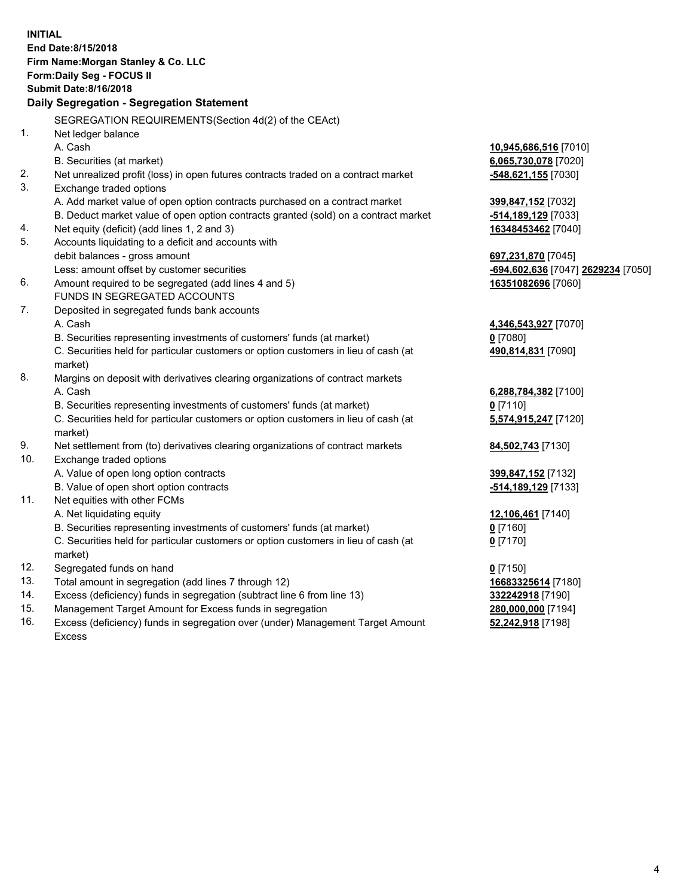**INITIAL**
**End Date:8/15/2018**
**Firm Name:Morgan Stanley & Co. LLC**
**Form:Daily Seg - FOCUS II**
**Submit Date:8/16/2018**

## Daily Segregation - Segregation Statement

SEGREGATION REQUIREMENTS(Section 4d(2) of the CEAct)

| | | |
|---|---|---|
| 1. | Net ledger balance | |
| | A. Cash | **10,945,686,516** [7010] |
| | B. Securities (at market) | **6,065,730,078** [7020] |
| 2. | Net unrealized profit (loss) in open futures contracts traded on a contract market | **-548,621,155** [7030] |
| 3. | Exchange traded options | |
| | A. Add market value of open option contracts purchased on a contract market | **399,847,152** [7032] |
| | B. Deduct market value of open option contracts granted (sold) on a contract market | **-514,189,129** [7033] |
| 4. | Net equity (deficit) (add lines 1, 2 and 3) | **16348453462** [7040] |
| 5. | Accounts liquidating to a deficit and accounts with | |
| | debit balances - gross amount | **697,231,870** [7045] |
| | Less: amount offset by customer securities | **-694,602,636** [7047] **2629234** [7050] |
| 6. | Amount required to be segregated (add lines 4 and 5) | **16351082696** [7060] |
| | FUNDS IN SEGREGATED ACCOUNTS | |
| 7. | Deposited in segregated funds bank accounts | |
| | A. Cash | **4,346,543,927** [7070] |
| | B. Securities representing investments of customers' funds (at market) | **0** [7080] |
| | C. Securities held for particular customers or option customers in lieu of cash (at market) | **490,814,831** [7090] |
| 8. | Margins on deposit with derivatives clearing organizations of contract markets | |
| | A. Cash | **6,288,784,382** [7100] |
| | B. Securities representing investments of customers' funds (at market) | **0** [7110] |
| | C. Securities held for particular customers or option customers in lieu of cash (at market) | **5,574,915,247** [7120] |
| 9. | Net settlement from (to) derivatives clearing organizations of contract markets | **84,502,743** [7130] |
| 10. | Exchange traded options | |
| | A. Value of open long option contracts | **399,847,152** [7132] |
| | B. Value of open short option contracts | **-514,189,129** [7133] |
| 11. | Net equities with other FCMs | |
| | A. Net liquidating equity | **12,106,461** [7140] |
| | B. Securities representing investments of customers' funds (at market) | **0** [7160] |
| | C. Securities held for particular customers or option customers in lieu of cash (at market) | **0** [7170] |
| 12. | Segregated funds on hand | **0** [7150] |
| 13. | Total amount in segregation (add lines 7 through 12) | **16683325614** [7180] |
| 14. | Excess (deficiency) funds in segregation (subtract line 6 from line 13) | **332242918** [7190] |
| 15. | Management Target Amount for Excess funds in segregation | **280,000,000** [7194] |
| 16. | Excess (deficiency) funds in segregation over (under) Management Target Amount Excess | **52,242,918** [7198] |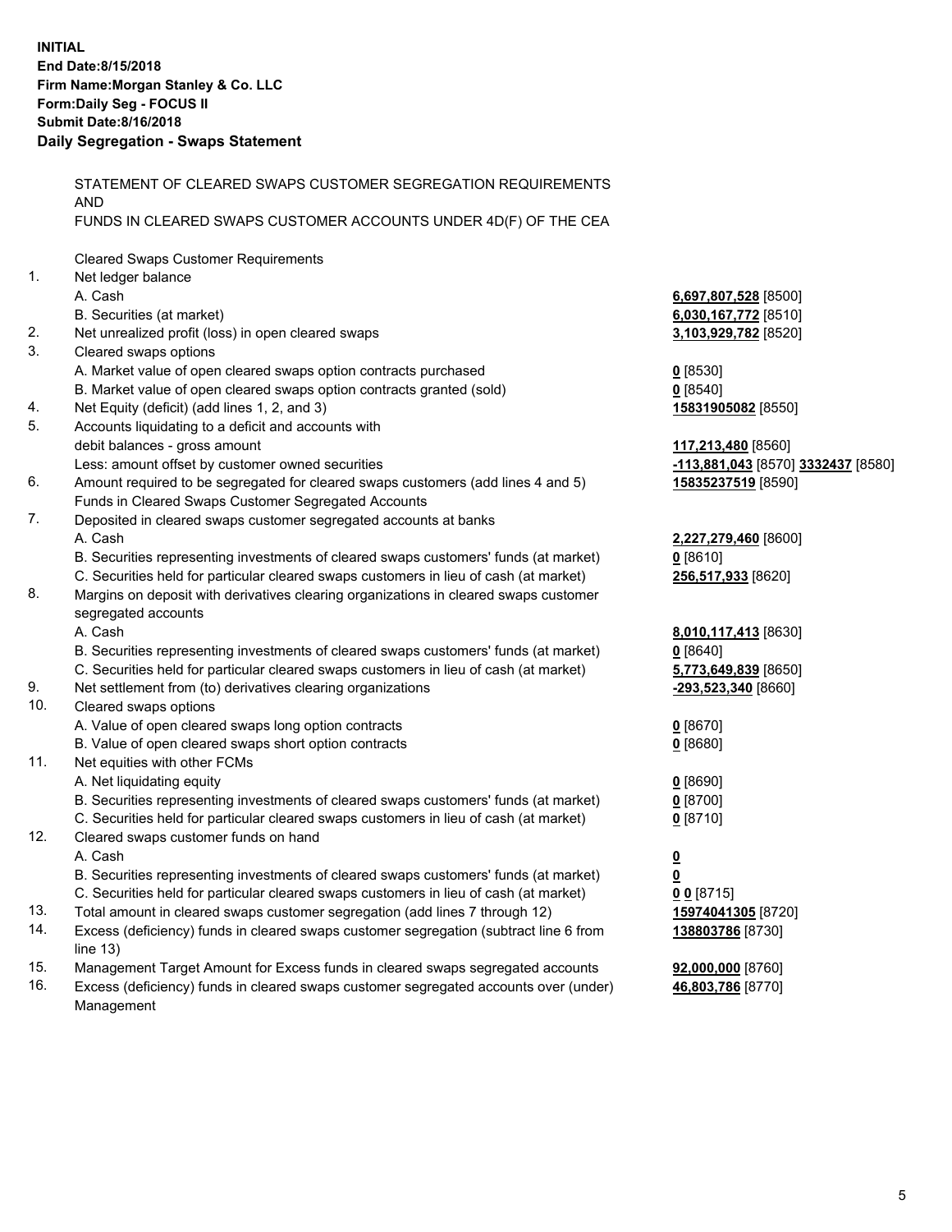**INITIAL**
**End Date:8/15/2018**
**Firm Name:Morgan Stanley & Co. LLC**
**Form:Daily Seg - FOCUS II**
**Submit Date:8/16/2018**
**Daily Segregation - Swaps Statement**

STATEMENT OF CLEARED SWAPS CUSTOMER SEGREGATION REQUIREMENTS AND FUNDS IN CLEARED SWAPS CUSTOMER ACCOUNTS UNDER 4D(F) OF THE CEA

| | | |
|---|---|---|
| | Cleared Swaps Customer Requirements | |
| 1. | Net ledger balance | |
| | A. Cash | **6,697,807,528** [8500] |
| | B. Securities (at market) | **6,030,167,772** [8510] |
| 2. | Net unrealized profit (loss) in open cleared swaps | **3,103,929,782** [8520] |
| 3. | Cleared swaps options | |
| | A. Market value of open cleared swaps option contracts purchased | **0** [8530] |
| | B. Market value of open cleared swaps option contracts granted (sold) | **0** [8540] |
| 4. | Net Equity (deficit) (add lines 1, 2, and 3) | **15831905082** [8550] |
| 5. | Accounts liquidating to a deficit and accounts with debit balances - gross amount | **117,213,480** [8560] |
| | Less: amount offset by customer owned securities | **-113,881,043** [8570] **3332437** [8580] |
| 6. | Amount required to be segregated for cleared swaps customers (add lines 4 and 5) | **15835237519** [8590] |
| | Funds in Cleared Swaps Customer Segregated Accounts | |
| 7. | Deposited in cleared swaps customer segregated accounts at banks | |
| | A. Cash | **2,227,279,460** [8600] |
| | B. Securities representing investments of cleared swaps customers' funds (at market) | **0** [8610] |
| | C. Securities held for particular cleared swaps customers in lieu of cash (at market) | **256,517,933** [8620] |
| 8. | Margins on deposit with derivatives clearing organizations in cleared swaps customer segregated accounts | |
| | A. Cash | **8,010,117,413** [8630] |
| | B. Securities representing investments of cleared swaps customers' funds (at market) | **0** [8640] |
| | C. Securities held for particular cleared swaps customers in lieu of cash (at market) | **5,773,649,839** [8650] |
| 9. | Net settlement from (to) derivatives clearing organizations | **-293,523,340** [8660] |
| 10. | Cleared swaps options | |
| | A. Value of open cleared swaps long option contracts | **0** [8670] |
| | B. Value of open cleared swaps short option contracts | **0** [8680] |
| 11. | Net equities with other FCMs | |
| | A. Net liquidating equity | **0** [8690] |
| | B. Securities representing investments of cleared swaps customers' funds (at market) | **0** [8700] |
| | C. Securities held for particular cleared swaps customers in lieu of cash (at market) | **0** [8710] |
| 12. | Cleared swaps customer funds on hand | |
| | A. Cash | **0** |
| | B. Securities representing investments of cleared swaps customers' funds (at market) | **0** |
| | C. Securities held for particular cleared swaps customers in lieu of cash (at market) | **0** **0** [8715] |
| 13. | Total amount in cleared swaps customer segregation (add lines 7 through 12) | **15974041305** [8720] |
| 14. | Excess (deficiency) funds in cleared swaps customer segregation (subtract line 6 from line 13) | **138803786** [8730] |
| 15. | Management Target Amount for Excess funds in cleared swaps segregated accounts | **92,000,000** [8760] |
| 16. | Excess (deficiency) funds in cleared swaps customer segregated accounts over (under) Management | **46,803,786** [8770] |